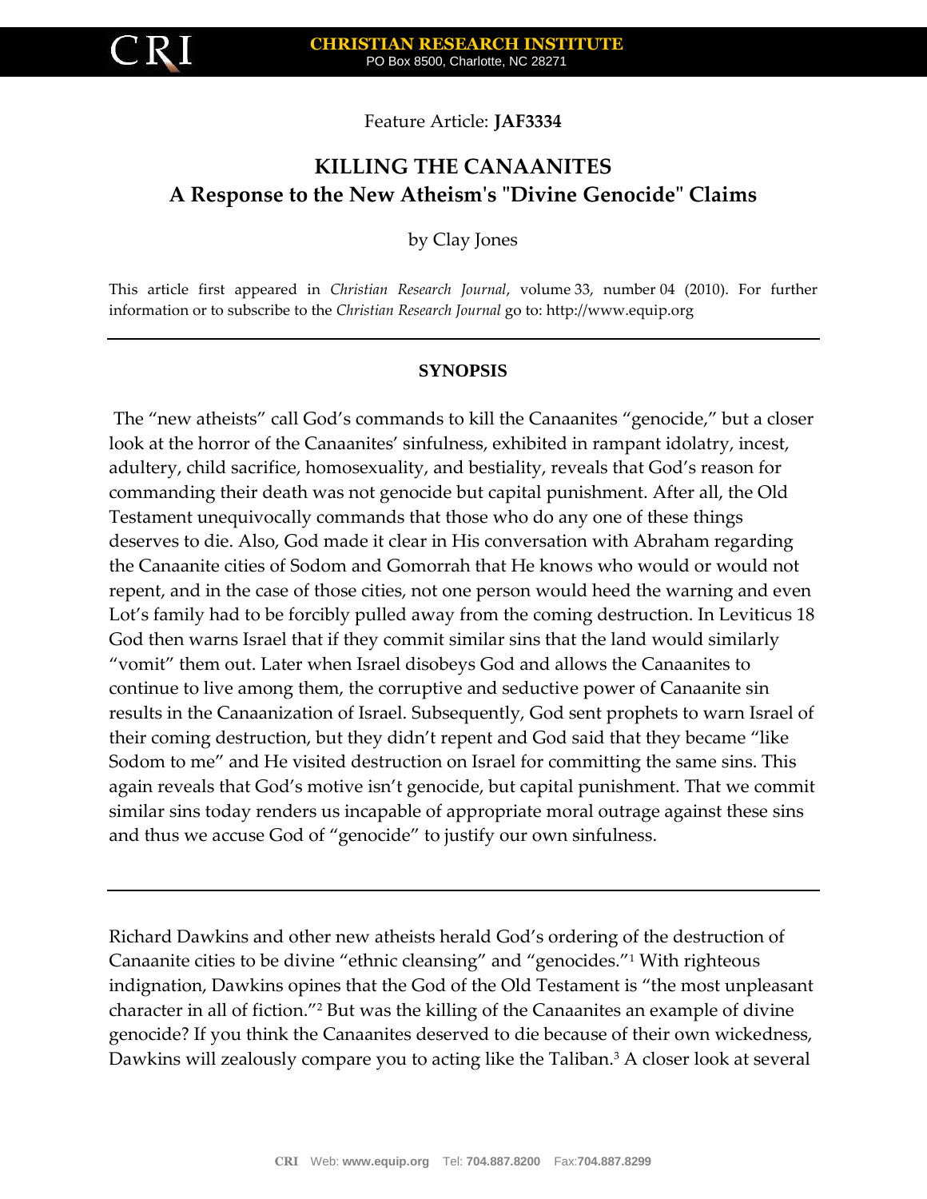CRI

**CHRISTIAN RESEARCH INSTITUTE**
PO Box 8500, Charlotte, NC 28271

Feature Article: **JAF3334**

# KILLING THE CANAANITES
## A Response to the New Atheism's "Divine Genocide" Claims

by Clay Jones

This article first appeared in *Christian Research Journal*, volume 33, number 04 (2010). For further information or to subscribe to the *Christian Research Journal* go to: http://www.equip.org

---

**SYNOPSIS**

The "new atheists" call God's commands to kill the Canaanites "genocide," but a closer look at the horror of the Canaanites' sinfulness, exhibited in rampant idolatry, incest, adultery, child sacrifice, homosexuality, and bestiality, reveals that God's reason for commanding their death was not genocide but capital punishment. After all, the Old Testament unequivocally commands that those who do any one of these things deserves to die. Also, God made it clear in His conversation with Abraham regarding the Canaanite cities of Sodom and Gomorrah that He knows who would or would not repent, and in the case of those cities, not one person would heed the warning and even Lot's family had to be forcibly pulled away from the coming destruction. In Leviticus 18 God then warns Israel that if they commit similar sins that the land would similarly "vomit" them out. Later when Israel disobeys God and allows the Canaanites to continue to live among them, the corruptive and seductive power of Canaanite sin results in the Canaanization of Israel. Subsequently, God sent prophets to warn Israel of their coming destruction, but they didn't repent and God said that they became "like Sodom to me" and He visited destruction on Israel for committing the same sins. This again reveals that God's motive isn't genocide, but capital punishment. That we commit similar sins today renders us incapable of appropriate moral outrage against these sins and thus we accuse God of "genocide" to justify our own sinfulness.

---

Richard Dawkins and other new atheists herald God's ordering of the destruction of Canaanite cities to be divine "ethnic cleansing" and "genocides."[1] With righteous indignation, Dawkins opines that the God of the Old Testament is "the most unpleasant character in all of fiction."[2] But was the killing of the Canaanites an example of divine genocide? If you think the Canaanites deserved to die because of their own wickedness, Dawkins will zealously compare you to acting like the Taliban.[3] A closer look at several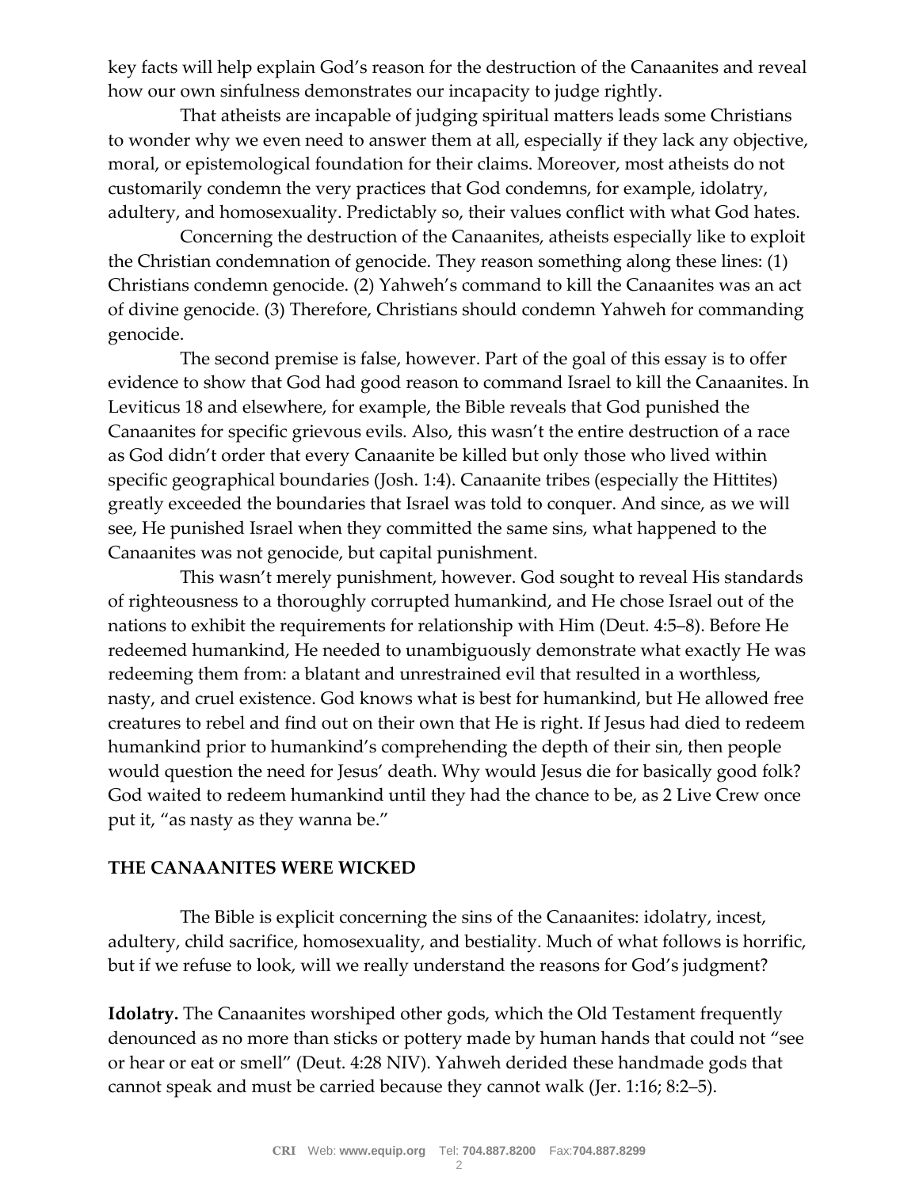key facts will help explain God's reason for the destruction of the Canaanites and reveal how our own sinfulness demonstrates our incapacity to judge rightly.

That atheists are incapable of judging spiritual matters leads some Christians to wonder why we even need to answer them at all, especially if they lack any objective, moral, or epistemological foundation for their claims. Moreover, most atheists do not customarily condemn the very practices that God condemns, for example, idolatry, adultery, and homosexuality. Predictably so, their values conflict with what God hates.

Concerning the destruction of the Canaanites, atheists especially like to exploit the Christian condemnation of genocide. They reason something along these lines: (1) Christians condemn genocide. (2) Yahweh's command to kill the Canaanites was an act of divine genocide. (3) Therefore, Christians should condemn Yahweh for commanding genocide.

The second premise is false, however. Part of the goal of this essay is to offer evidence to show that God had good reason to command Israel to kill the Canaanites. In Leviticus 18 and elsewhere, for example, the Bible reveals that God punished the Canaanites for specific grievous evils. Also, this wasn't the entire destruction of a race as God didn't order that every Canaanite be killed but only those who lived within specific geographical boundaries (Josh. 1:4). Canaanite tribes (especially the Hittites) greatly exceeded the boundaries that Israel was told to conquer. And since, as we will see, He punished Israel when they committed the same sins, what happened to the Canaanites was not genocide, but capital punishment.

This wasn't merely punishment, however. God sought to reveal His standards of righteousness to a thoroughly corrupted humankind, and He chose Israel out of the nations to exhibit the requirements for relationship with Him (Deut. 4:5–8). Before He redeemed humankind, He needed to unambiguously demonstrate what exactly He was redeeming them from: a blatant and unrestrained evil that resulted in a worthless, nasty, and cruel existence. God knows what is best for humankind, but He allowed free creatures to rebel and find out on their own that He is right. If Jesus had died to redeem humankind prior to humankind's comprehending the depth of their sin, then people would question the need for Jesus' death. Why would Jesus die for basically good folk? God waited to redeem humankind until they had the chance to be, as 2 Live Crew once put it, "as nasty as they wanna be."

## THE CANAANITES WERE WICKED

The Bible is explicit concerning the sins of the Canaanites: idolatry, incest, adultery, child sacrifice, homosexuality, and bestiality. Much of what follows is horrific, but if we refuse to look, will we really understand the reasons for God's judgment?

**Idolatry.** The Canaanites worshiped other gods, which the Old Testament frequently denounced as no more than sticks or pottery made by human hands that could not "see or hear or eat or smell" (Deut. 4:28 NIV). Yahweh derided these handmade gods that cannot speak and must be carried because they cannot walk (Jer. 1:16; 8:2–5).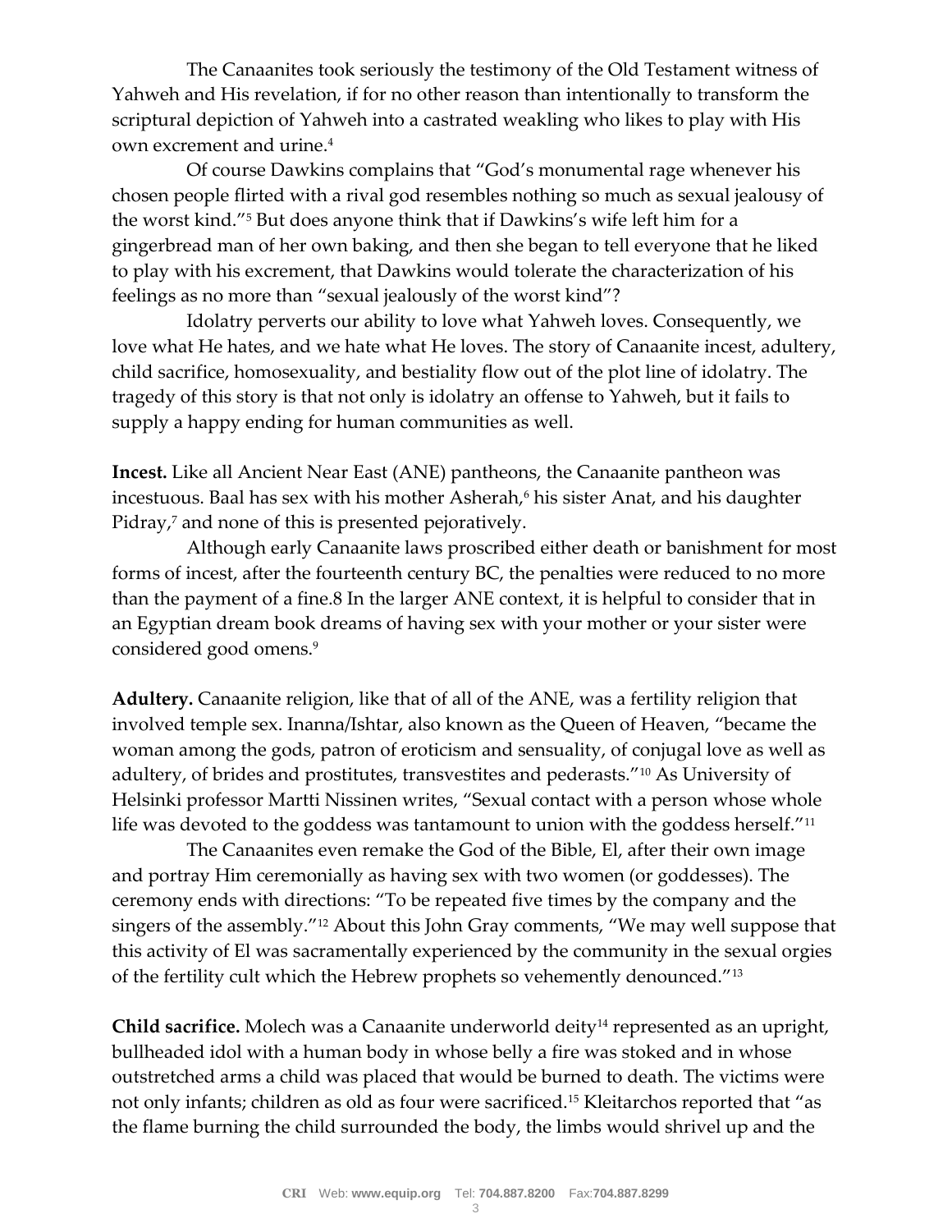The Canaanites took seriously the testimony of the Old Testament witness of Yahweh and His revelation, if for no other reason than intentionally to transform the scriptural depiction of Yahweh into a castrated weakling who likes to play with His own excrement and urine.[4]

Of course Dawkins complains that "God's monumental rage whenever his chosen people flirted with a rival god resembles nothing so much as sexual jealousy of the worst kind."[5] But does anyone think that if Dawkins's wife left him for a gingerbread man of her own baking, and then she began to tell everyone that he liked to play with his excrement, that Dawkins would tolerate the characterization of his feelings as no more than "sexual jealously of the worst kind"?

Idolatry perverts our ability to love what Yahweh loves. Consequently, we love what He hates, and we hate what He loves. The story of Canaanite incest, adultery, child sacrifice, homosexuality, and bestiality flow out of the plot line of idolatry. The tragedy of this story is that not only is idolatry an offense to Yahweh, but it fails to supply a happy ending for human communities as well.

**Incest.** Like all Ancient Near East (ANE) pantheons, the Canaanite pantheon was incestuous. Baal has sex with his mother Asherah,[6] his sister Anat, and his daughter Pidray,[7] and none of this is presented pejoratively.

Although early Canaanite laws proscribed either death or banishment for most forms of incest, after the fourteenth century BC, the penalties were reduced to no more than the payment of a fine.8 In the larger ANE context, it is helpful to consider that in an Egyptian dream book dreams of having sex with your mother or your sister were considered good omens.[9]

**Adultery.** Canaanite religion, like that of all of the ANE, was a fertility religion that involved temple sex. Inanna/Ishtar, also known as the Queen of Heaven, "became the woman among the gods, patron of eroticism and sensuality, of conjugal love as well as adultery, of brides and prostitutes, transvestites and pederasts."[10] As University of Helsinki professor Martti Nissinen writes, "Sexual contact with a person whose whole life was devoted to the goddess was tantamount to union with the goddess herself."[11]

The Canaanites even remake the God of the Bible, El, after their own image and portray Him ceremonially as having sex with two women (or goddesses). The ceremony ends with directions: "To be repeated five times by the company and the singers of the assembly."[12] About this John Gray comments, "We may well suppose that this activity of El was sacramentally experienced by the community in the sexual orgies of the fertility cult which the Hebrew prophets so vehemently denounced."[13]

**Child sacrifice.** Molech was a Canaanite underworld deity[14] represented as an upright, bullheaded idol with a human body in whose belly a fire was stoked and in whose outstretched arms a child was placed that would be burned to death. The victims were not only infants; children as old as four were sacrificed.[15] Kleitarchos reported that "as the flame burning the child surrounded the body, the limbs would shrivel up and the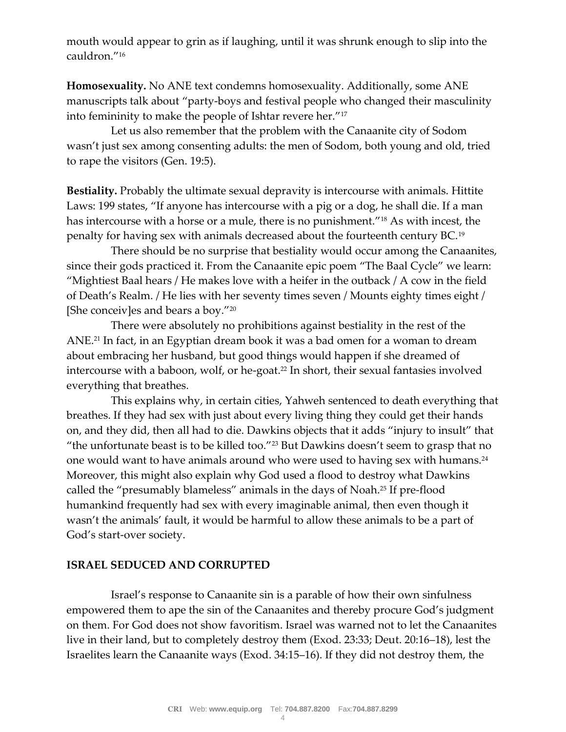mouth would appear to grin as if laughing, until it was shrunk enough to slip into the cauldron."[16]

**Homosexuality.** No ANE text condemns homosexuality. Additionally, some ANE manuscripts talk about "party-boys and festival people who changed their masculinity into femininity to make the people of Ishtar revere her."[17]

Let us also remember that the problem with the Canaanite city of Sodom wasn't just sex among consenting adults: the men of Sodom, both young and old, tried to rape the visitors (Gen. 19:5).

**Bestiality.** Probably the ultimate sexual depravity is intercourse with animals. Hittite Laws: 199 states, "If anyone has intercourse with a pig or a dog, he shall die. If a man has intercourse with a horse or a mule, there is no punishment."[18] As with incest, the penalty for having sex with animals decreased about the fourteenth century BC.[19]

There should be no surprise that bestiality would occur among the Canaanites, since their gods practiced it. From the Canaanite epic poem "The Baal Cycle" we learn: "Mightiest Baal hears / He makes love with a heifer in the outback / A cow in the field of Death's Realm. / He lies with her seventy times seven / Mounts eighty times eight / [She conceiv]es and bears a boy."[20]

There were absolutely no prohibitions against bestiality in the rest of the ANE.[21] In fact, in an Egyptian dream book it was a bad omen for a woman to dream about embracing her husband, but good things would happen if she dreamed of intercourse with a baboon, wolf, or he-goat.[22] In short, their sexual fantasies involved everything that breathes.

This explains why, in certain cities, Yahweh sentenced to death everything that breathes. If they had sex with just about every living thing they could get their hands on, and they did, then all had to die. Dawkins objects that it adds "injury to insult" that "the unfortunate beast is to be killed too."[23] But Dawkins doesn't seem to grasp that no one would want to have animals around who were used to having sex with humans.[24] Moreover, this might also explain why God used a flood to destroy what Dawkins called the "presumably blameless" animals in the days of Noah.[25] If pre-flood humankind frequently had sex with every imaginable animal, then even though it wasn't the animals' fault, it would be harmful to allow these animals to be a part of God's start-over society.

## ISRAEL SEDUCED AND CORRUPTED

Israel's response to Canaanite sin is a parable of how their own sinfulness empowered them to ape the sin of the Canaanites and thereby procure God's judgment on them. For God does not show favoritism. Israel was warned not to let the Canaanites live in their land, but to completely destroy them (Exod. 23:33; Deut. 20:16–18), lest the Israelites learn the Canaanite ways (Exod. 34:15–16). If they did not destroy them, the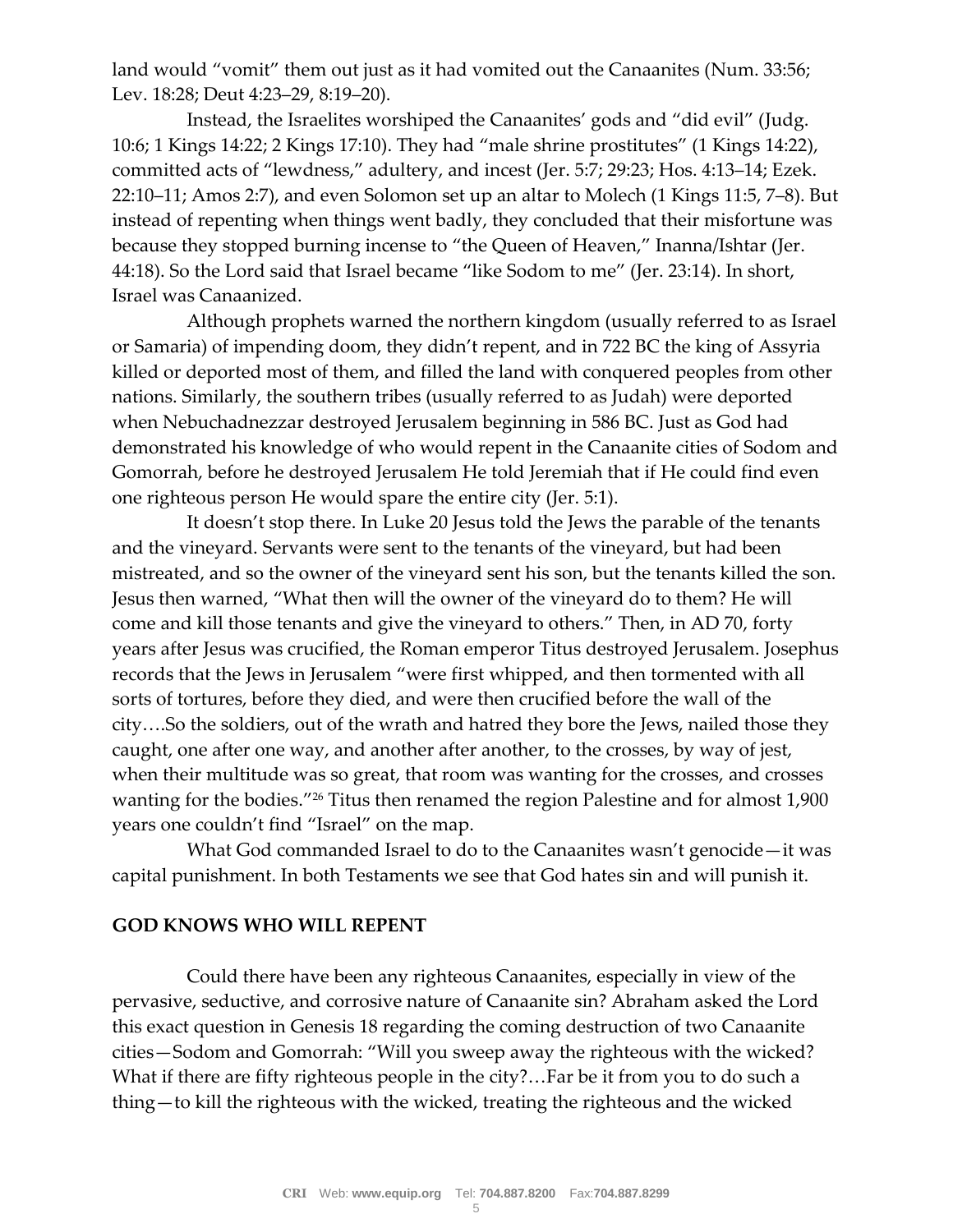land would "vomit" them out just as it had vomited out the Canaanites (Num. 33:56; Lev. 18:28; Deut 4:23–29, 8:19–20).

Instead, the Israelites worshiped the Canaanites' gods and "did evil" (Judg. 10:6; 1 Kings 14:22; 2 Kings 17:10). They had "male shrine prostitutes" (1 Kings 14:22), committed acts of "lewdness," adultery, and incest (Jer. 5:7; 29:23; Hos. 4:13–14; Ezek. 22:10–11; Amos 2:7), and even Solomon set up an altar to Molech (1 Kings 11:5, 7–8). But instead of repenting when things went badly, they concluded that their misfortune was because they stopped burning incense to "the Queen of Heaven," Inanna/Ishtar (Jer. 44:18). So the Lord said that Israel became "like Sodom to me" (Jer. 23:14). In short, Israel was Canaanized.

Although prophets warned the northern kingdom (usually referred to as Israel or Samaria) of impending doom, they didn't repent, and in 722 BC the king of Assyria killed or deported most of them, and filled the land with conquered peoples from other nations. Similarly, the southern tribes (usually referred to as Judah) were deported when Nebuchadnezzar destroyed Jerusalem beginning in 586 BC. Just as God had demonstrated his knowledge of who would repent in the Canaanite cities of Sodom and Gomorrah, before he destroyed Jerusalem He told Jeremiah that if He could find even one righteous person He would spare the entire city (Jer. 5:1).

It doesn't stop there. In Luke 20 Jesus told the Jews the parable of the tenants and the vineyard. Servants were sent to the tenants of the vineyard, but had been mistreated, and so the owner of the vineyard sent his son, but the tenants killed the son. Jesus then warned, "What then will the owner of the vineyard do to them? He will come and kill those tenants and give the vineyard to others." Then, in AD 70, forty years after Jesus was crucified, the Roman emperor Titus destroyed Jerusalem. Josephus records that the Jews in Jerusalem "were first whipped, and then tormented with all sorts of tortures, before they died, and were then crucified before the wall of the city….So the soldiers, out of the wrath and hatred they bore the Jews, nailed those they caught, one after one way, and another after another, to the crosses, by way of jest, when their multitude was so great, that room was wanting for the crosses, and crosses wanting for the bodies."[26] Titus then renamed the region Palestine and for almost 1,900 years one couldn't find "Israel" on the map.

What God commanded Israel to do to the Canaanites wasn't genocide—it was capital punishment. In both Testaments we see that God hates sin and will punish it.

## GOD KNOWS WHO WILL REPENT

Could there have been any righteous Canaanites, especially in view of the pervasive, seductive, and corrosive nature of Canaanite sin? Abraham asked the Lord this exact question in Genesis 18 regarding the coming destruction of two Canaanite cities—Sodom and Gomorrah: "Will you sweep away the righteous with the wicked? What if there are fifty righteous people in the city?…Far be it from you to do such a thing—to kill the righteous with the wicked, treating the righteous and the wicked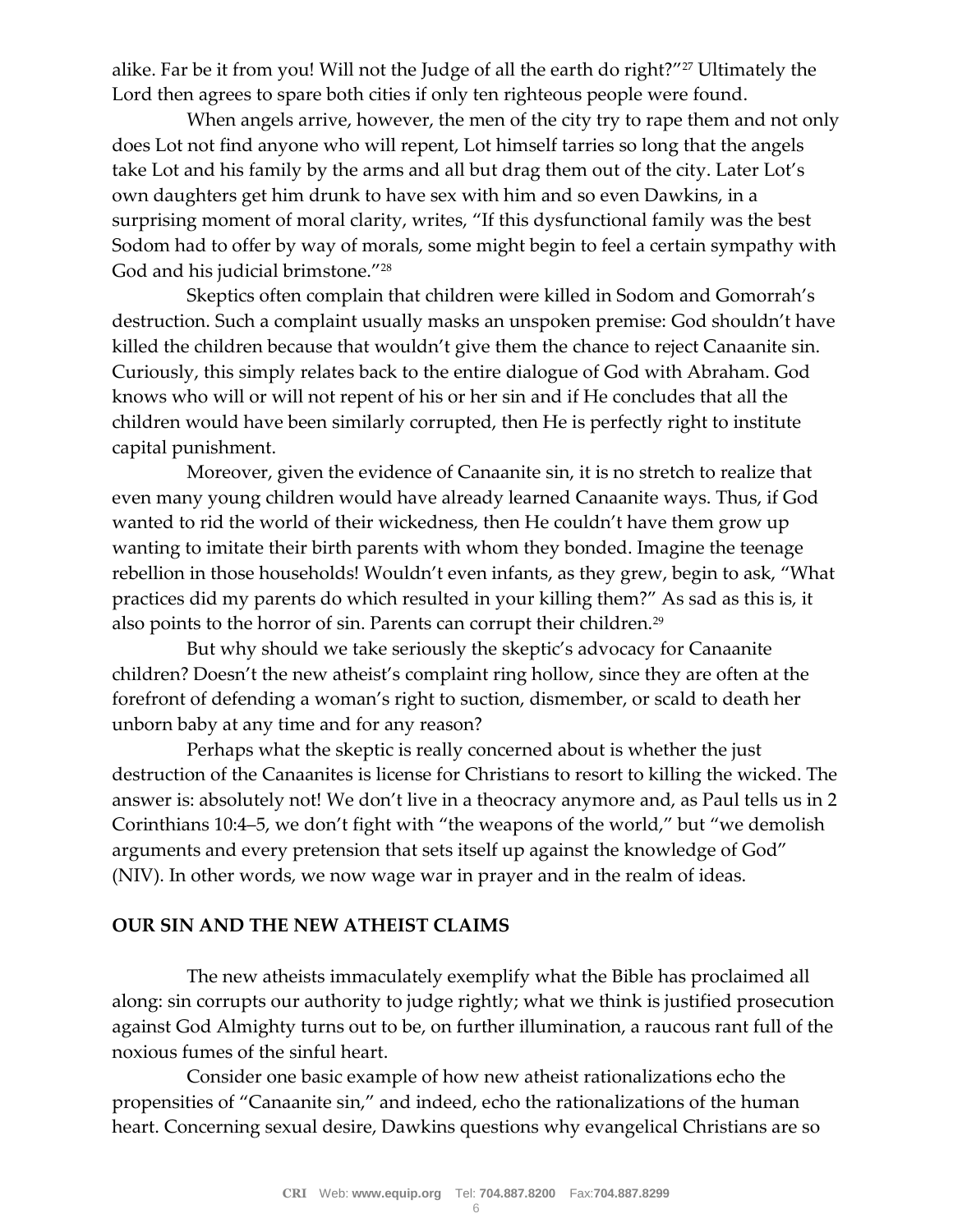alike. Far be it from you! Will not the Judge of all the earth do right?"[27] Ultimately the Lord then agrees to spare both cities if only ten righteous people were found.

When angels arrive, however, the men of the city try to rape them and not only does Lot not find anyone who will repent, Lot himself tarries so long that the angels take Lot and his family by the arms and all but drag them out of the city. Later Lot's own daughters get him drunk to have sex with him and so even Dawkins, in a surprising moment of moral clarity, writes, "If this dysfunctional family was the best Sodom had to offer by way of morals, some might begin to feel a certain sympathy with God and his judicial brimstone."[28]

Skeptics often complain that children were killed in Sodom and Gomorrah's destruction. Such a complaint usually masks an unspoken premise: God shouldn't have killed the children because that wouldn't give them the chance to reject Canaanite sin. Curiously, this simply relates back to the entire dialogue of God with Abraham. God knows who will or will not repent of his or her sin and if He concludes that all the children would have been similarly corrupted, then He is perfectly right to institute capital punishment.

Moreover, given the evidence of Canaanite sin, it is no stretch to realize that even many young children would have already learned Canaanite ways. Thus, if God wanted to rid the world of their wickedness, then He couldn't have them grow up wanting to imitate their birth parents with whom they bonded. Imagine the teenage rebellion in those households! Wouldn't even infants, as they grew, begin to ask, "What practices did my parents do which resulted in your killing them?" As sad as this is, it also points to the horror of sin. Parents can corrupt their children.[29]

But why should we take seriously the skeptic's advocacy for Canaanite children? Doesn't the new atheist's complaint ring hollow, since they are often at the forefront of defending a woman's right to suction, dismember, or scald to death her unborn baby at any time and for any reason?

Perhaps what the skeptic is really concerned about is whether the just destruction of the Canaanites is license for Christians to resort to killing the wicked. The answer is: absolutely not! We don't live in a theocracy anymore and, as Paul tells us in 2 Corinthians 10:4–5, we don't fight with "the weapons of the world," but "we demolish arguments and every pretension that sets itself up against the knowledge of God" (NIV). In other words, we now wage war in prayer and in the realm of ideas.

## OUR SIN AND THE NEW ATHEIST CLAIMS

The new atheists immaculately exemplify what the Bible has proclaimed all along: sin corrupts our authority to judge rightly; what we think is justified prosecution against God Almighty turns out to be, on further illumination, a raucous rant full of the noxious fumes of the sinful heart.

Consider one basic example of how new atheist rationalizations echo the propensities of "Canaanite sin," and indeed, echo the rationalizations of the human heart. Concerning sexual desire, Dawkins questions why evangelical Christians are so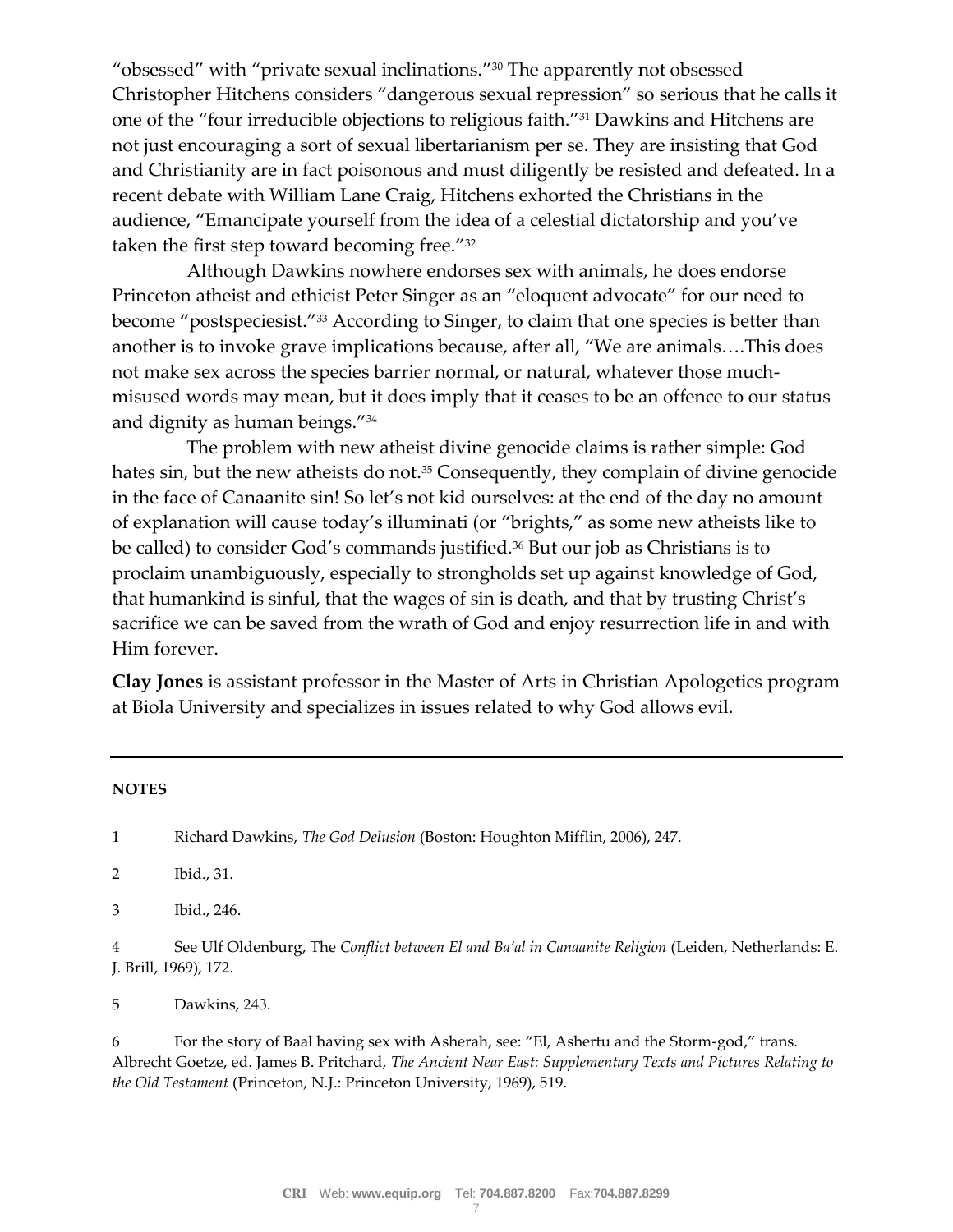"obsessed" with "private sexual inclinations."[30] The apparently not obsessed Christopher Hitchens considers "dangerous sexual repression" so serious that he calls it one of the "four irreducible objections to religious faith."[31] Dawkins and Hitchens are not just encouraging a sort of sexual libertarianism per se. They are insisting that God and Christianity are in fact poisonous and must diligently be resisted and defeated. In a recent debate with William Lane Craig, Hitchens exhorted the Christians in the audience, "Emancipate yourself from the idea of a celestial dictatorship and you've taken the first step toward becoming free."[32]

Although Dawkins nowhere endorses sex with animals, he does endorse Princeton atheist and ethicist Peter Singer as an "eloquent advocate" for our need to become "postspeciesist."[33] According to Singer, to claim that one species is better than another is to invoke grave implications because, after all, "We are animals….This does not make sex across the species barrier normal, or natural, whatever those much-misused words may mean, but it does imply that it ceases to be an offence to our status and dignity as human beings."[34]

The problem with new atheist divine genocide claims is rather simple: God hates sin, but the new atheists do not.[35] Consequently, they complain of divine genocide in the face of Canaanite sin! So let's not kid ourselves: at the end of the day no amount of explanation will cause today's illuminati (or "brights," as some new atheists like to be called) to consider God's commands justified.[36] But our job as Christians is to proclaim unambiguously, especially to strongholds set up against knowledge of God, that humankind is sinful, that the wages of sin is death, and that by trusting Christ's sacrifice we can be saved from the wrath of God and enjoy resurrection life in and with Him forever.

**Clay Jones** is assistant professor in the Master of Arts in Christian Apologetics program at Biola University and specializes in issues related to why God allows evil.

---

**NOTES**

1 Richard Dawkins, *The God Delusion* (Boston: Houghton Mifflin, 2006), 247.

2 Ibid., 31.

3 Ibid., 246.

4 See Ulf Oldenburg, The *Conflict between El and Ba'al in Canaanite Religion* (Leiden, Netherlands: E. J. Brill, 1969), 172.

5 Dawkins, 243.

6 For the story of Baal having sex with Asherah, see: "El, Ashertu and the Storm-god," trans. Albrecht Goetze, ed. James B. Pritchard, *The Ancient Near East: Supplementary Texts and Pictures Relating to the Old Testament* (Princeton, N.J.: Princeton University, 1969), 519.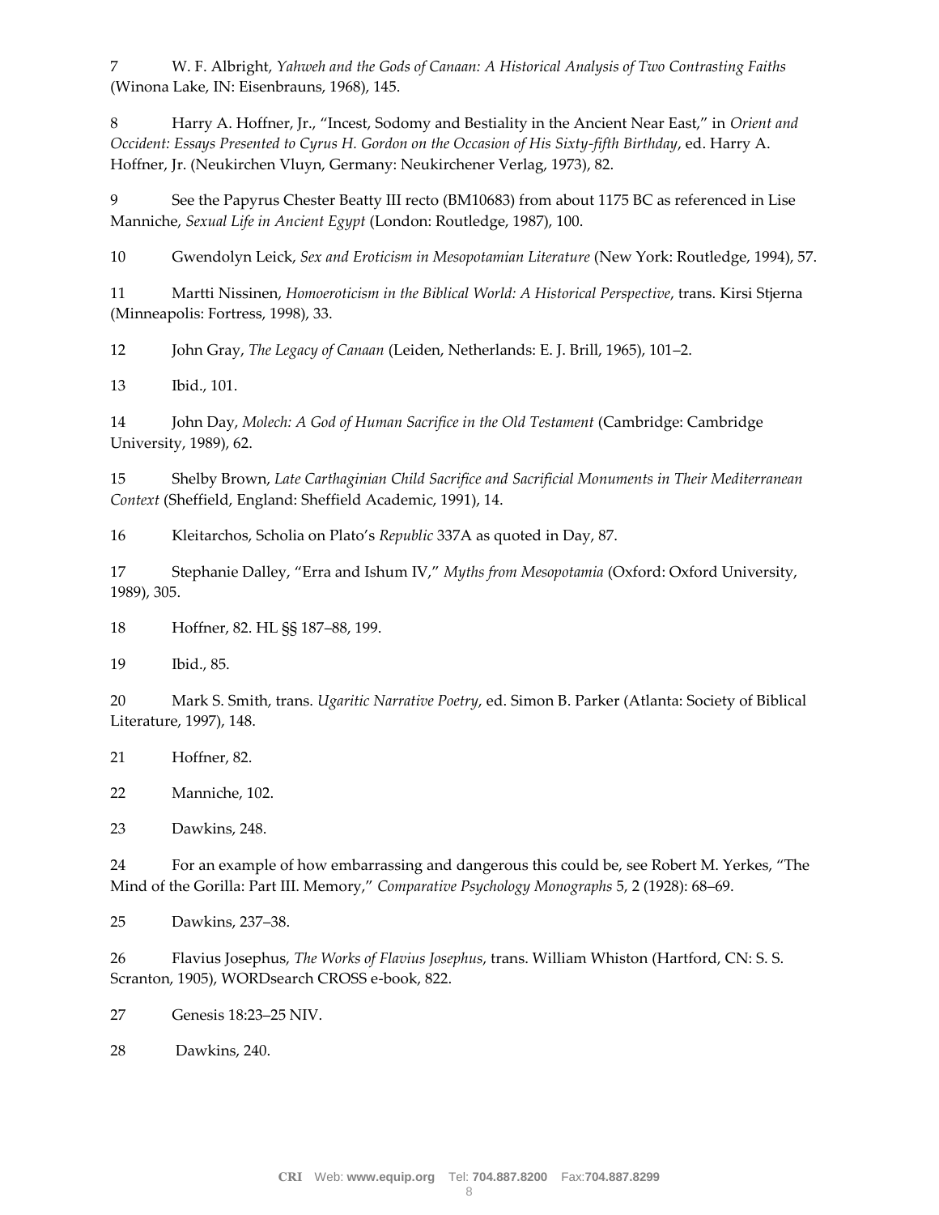7 W. F. Albright, *Yahweh and the Gods of Canaan: A Historical Analysis of Two Contrasting Faiths* (Winona Lake, IN: Eisenbrauns, 1968), 145.

8 Harry A. Hoffner, Jr., "Incest, Sodomy and Bestiality in the Ancient Near East," in *Orient and Occident: Essays Presented to Cyrus H. Gordon on the Occasion of His Sixty-fifth Birthday*, ed. Harry A. Hoffner, Jr. (Neukirchen Vluyn, Germany: Neukirchener Verlag, 1973), 82.

9 See the Papyrus Chester Beatty III recto (BM10683) from about 1175 BC as referenced in Lise Manniche, *Sexual Life in Ancient Egypt* (London: Routledge, 1987), 100.

10 Gwendolyn Leick, *Sex and Eroticism in Mesopotamian Literature* (New York: Routledge, 1994), 57.

11 Martti Nissinen, *Homoeroticism in the Biblical World: A Historical Perspective*, trans. Kirsi Stjerna (Minneapolis: Fortress, 1998), 33.

12 John Gray, *The Legacy of Canaan* (Leiden, Netherlands: E. J. Brill, 1965), 101–2.

13 Ibid., 101.

14 John Day, *Molech: A God of Human Sacrifice in the Old Testament* (Cambridge: Cambridge University, 1989), 62.

15 Shelby Brown, *Late Carthaginian Child Sacrifice and Sacrificial Monuments in Their Mediterranean Context* (Sheffield, England: Sheffield Academic, 1991), 14.

16 Kleitarchos, Scholia on Plato's *Republic* 337A as quoted in Day, 87.

17 Stephanie Dalley, "Erra and Ishum IV," *Myths from Mesopotamia* (Oxford: Oxford University, 1989), 305.

18 Hoffner, 82. HL §§ 187–88, 199.

19 Ibid., 85.

20 Mark S. Smith, trans. *Ugaritic Narrative Poetry*, ed. Simon B. Parker (Atlanta: Society of Biblical Literature, 1997), 148.

21 Hoffner, 82.

22 Manniche, 102.

23 Dawkins, 248.

24 For an example of how embarrassing and dangerous this could be, see Robert M. Yerkes, "The Mind of the Gorilla: Part III. Memory," *Comparative Psychology Monographs* 5, 2 (1928): 68–69.

25 Dawkins, 237–38.

26 Flavius Josephus, *The Works of Flavius Josephus*, trans. William Whiston (Hartford, CN: S. S. Scranton, 1905), WORDsearch CROSS e-book, 822.

27 Genesis 18:23–25 NIV.

28 Dawkins, 240.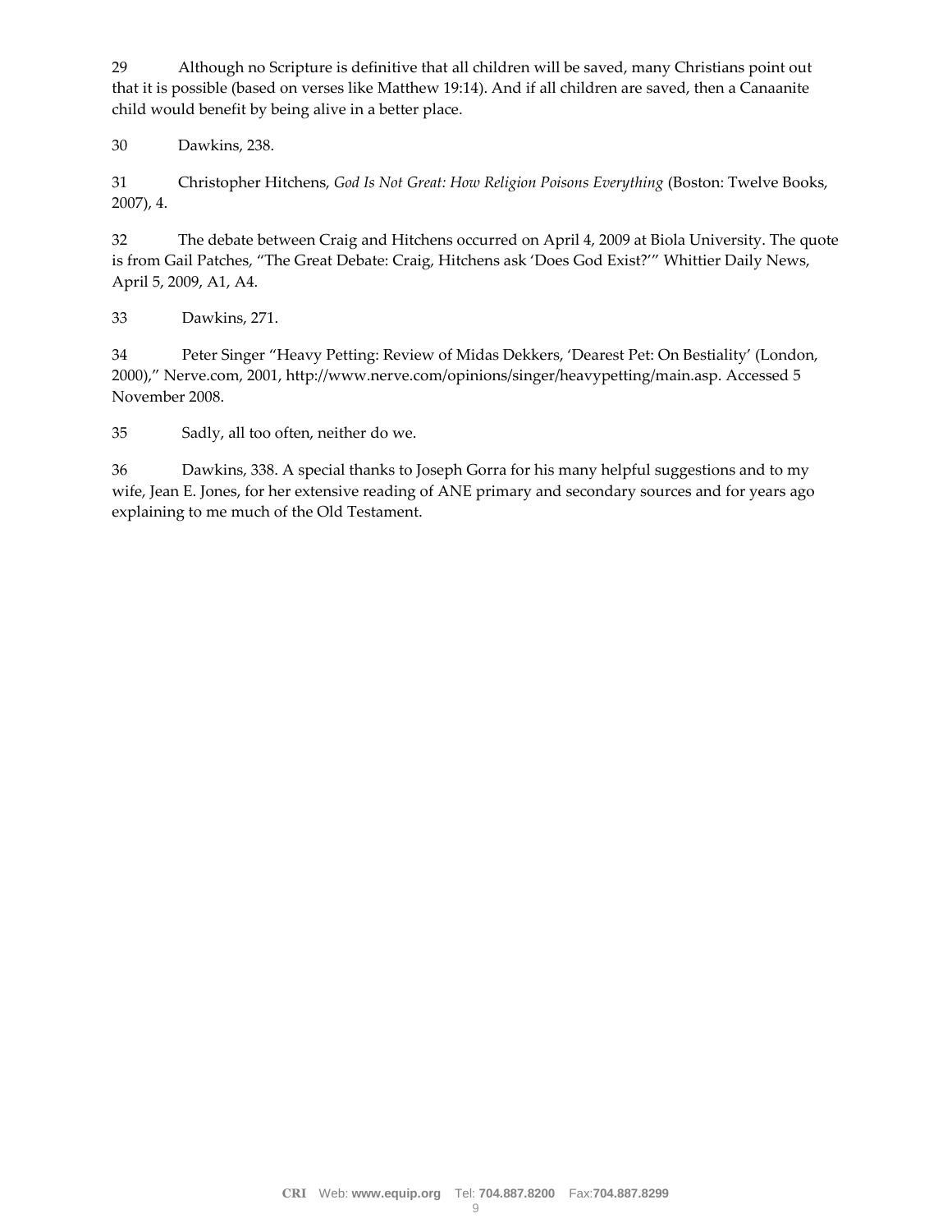29 Although no Scripture is definitive that all children will be saved, many Christians point out that it is possible (based on verses like Matthew 19:14). And if all children are saved, then a Canaanite child would benefit by being alive in a better place.

30 Dawkins, 238.

31 Christopher Hitchens, *God Is Not Great: How Religion Poisons Everything* (Boston: Twelve Books, 2007), 4.

32 The debate between Craig and Hitchens occurred on April 4, 2009 at Biola University. The quote is from Gail Patches, "The Great Debate: Craig, Hitchens ask 'Does God Exist?'" Whittier Daily News, April 5, 2009, A1, A4.

33 Dawkins, 271.

34 Peter Singer "Heavy Petting: Review of Midas Dekkers, 'Dearest Pet: On Bestiality' (London, 2000)," Nerve.com, 2001, http://www.nerve.com/opinions/singer/heavypetting/main.asp. Accessed 5 November 2008.

35 Sadly, all too often, neither do we.

36 Dawkins, 338. A special thanks to Joseph Gorra for his many helpful suggestions and to my wife, Jean E. Jones, for her extensive reading of ANE primary and secondary sources and for years ago explaining to me much of the Old Testament.